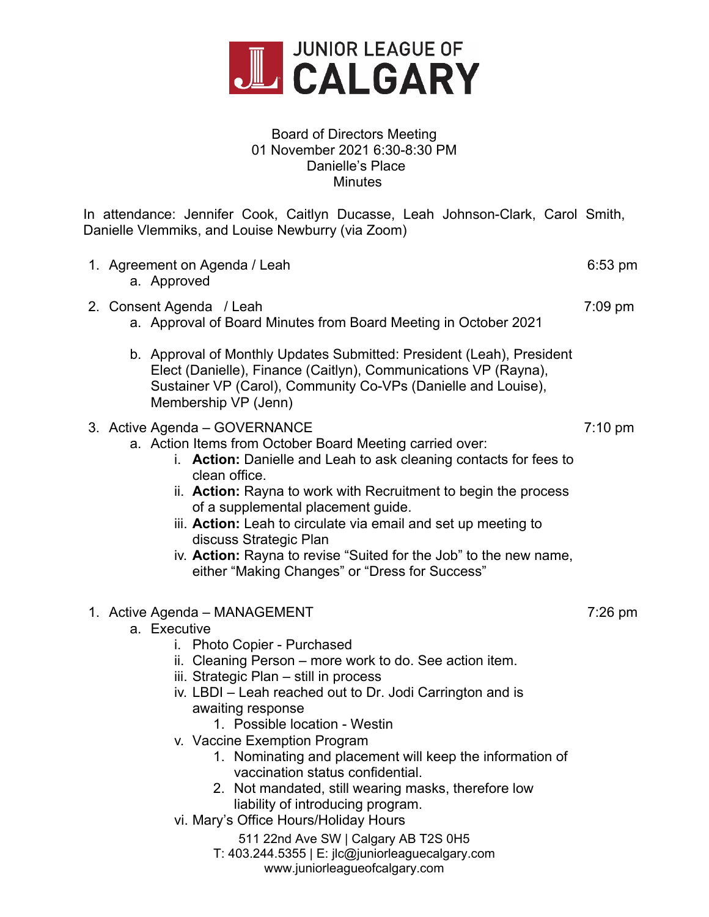# JUNIOR LEAGUE OF CALGARY

Board of Directors Meeting
01 November 2021 6:30-8:30 PM
Danielle's Place
Minutes

In attendance: Jennifer Cook, Caitlyn Ducasse, Leah Johnson-Clark, Carol Smith, Danielle Vlemmiks, and Louise Newburry (via Zoom)

1. Agreement on Agenda / Leah — 6:53 pm
   a. Approved

2. Consent Agenda / Leah — 7:09 pm
   a. Approval of Board Minutes from Board Meeting in October 2021
   b. Approval of Monthly Updates Submitted: President (Leah), President Elect (Danielle), Finance (Caitlyn), Communications VP (Rayna), Sustainer VP (Carol), Community Co-VPs (Danielle and Louise), Membership VP (Jenn)

3. Active Agenda – GOVERNANCE — 7:10 pm
   a. Action Items from October Board Meeting carried over:
      i. **Action:** Danielle and Leah to ask cleaning contacts for fees to clean office.
      ii. **Action:** Rayna to work with Recruitment to begin the process of a supplemental placement guide.
      iii. **Action:** Leah to circulate via email and set up meeting to discuss Strategic Plan
      iv. **Action:** Rayna to revise "Suited for the Job" to the new name, either "Making Changes" or "Dress for Success"

1. Active Agenda – MANAGEMENT — 7:26 pm
   a. Executive
      i. Photo Copier - Purchased
      ii. Cleaning Person – more work to do. See action item.
      iii. Strategic Plan – still in process
      iv. LBDI – Leah reached out to Dr. Jodi Carrington and is awaiting response
         1. Possible location - Westin
      v. Vaccine Exemption Program
         1. Nominating and placement will keep the information of vaccination status confidential.
         2. Not mandated, still wearing masks, therefore low liability of introducing program.
      vi. Mary's Office Hours/Holiday Hours

511 22nd Ave SW | Calgary AB T2S 0H5
T: 403.244.5355 | E: jlc@juniorleaguecalgary.com
www.juniorleagueofcalgary.com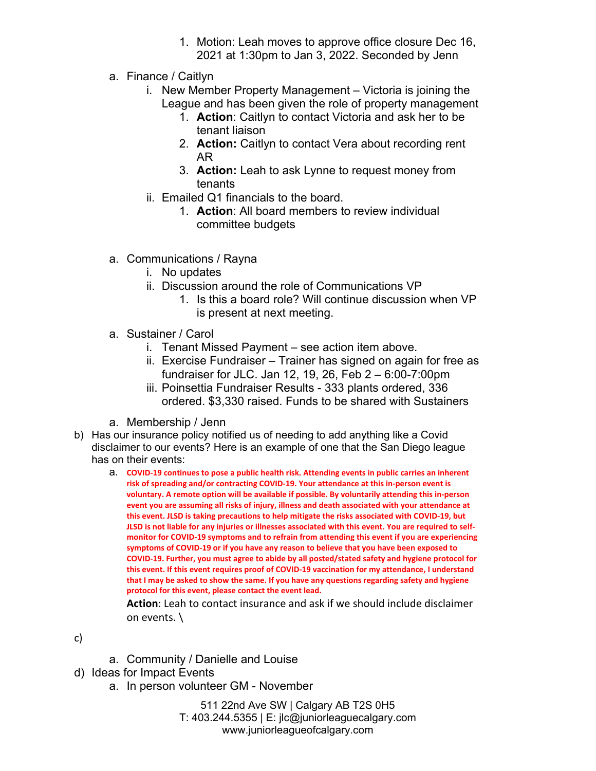1. Motion: Leah moves to approve office closure Dec 16, 2021 at 1:30pm to Jan 3, 2022. Seconded by Jenn

a. Finance / Caitlyn
   i. New Member Property Management – Victoria is joining the League and has been given the role of property management
      1. **Action**: Caitlyn to contact Victoria and ask her to be tenant liaison
      2. **Action:** Caitlyn to contact Vera about recording rent AR
      3. **Action:** Leah to ask Lynne to request money from tenants
   ii. Emailed Q1 financials to the board.
      1. **Action**: All board members to review individual committee budgets

a. Communications / Rayna
   i. No updates
   ii. Discussion around the role of Communications VP
      1. Is this a board role? Will continue discussion when VP is present at next meeting.

a. Sustainer / Carol
   i. Tenant Missed Payment – see action item above.
   ii. Exercise Fundraiser – Trainer has signed on again for free as fundraiser for JLC. Jan 12, 19, 26, Feb 2 – 6:00-7:00pm
   iii. Poinsettia Fundraiser Results - 333 plants ordered, 336 ordered. $3,330 raised. Funds to be shared with Sustainers

a. Membership / Jenn

b) Has our insurance policy notified us of needing to add anything like a Covid disclaimer to our events? Here is an example of one that the San Diego league has on their events:
   a. **COVID-19 continues to pose a public health risk. Attending events in public carries an inherent risk of spreading and/or contracting COVID-19. Your attendance at this in-person event is voluntary. A remote option will be available if possible. By voluntarily attending this in-person event you are assuming all risks of injury, illness and death associated with your attendance at this event. JLSD is taking precautions to help mitigate the risks associated with COVID-19, but JLSD is not liable for any injuries or illnesses associated with this event. You are required to self-monitor for COVID-19 symptoms and to refrain from attending this event if you are experiencing symptoms of COVID-19 or if you have any reason to believe that you have been exposed to COVID-19. Further, you must agree to abide by all posted/stated safety and hygiene protocol for this event. If this event requires proof of COVID-19 vaccination for my attendance, I understand that I may be asked to show the same. If you have any questions regarding safety and hygiene protocol for this event, please contact the event lead.**

   **Action**: Leah to contact insurance and ask if we should include disclaimer on events. \

c)

   a. Community / Danielle and Louise

d) Ideas for Impact Events
   a. In person volunteer GM - November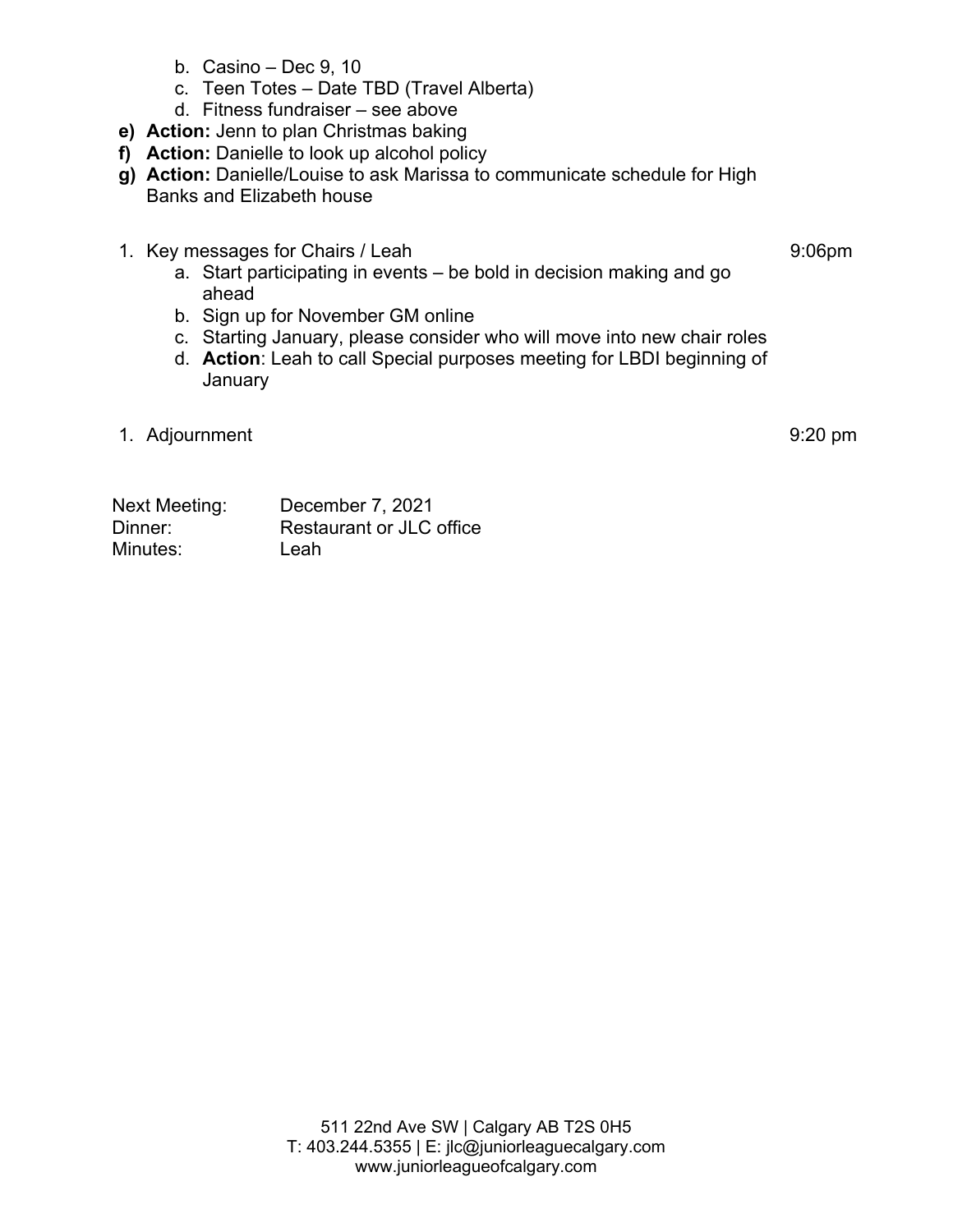b. Casino – Dec 9, 10
   c. Teen Totes – Date TBD (Travel Alberta)
   d. Fitness fundraiser – see above

e) **Action:** Jenn to plan Christmas baking

f) **Action:** Danielle to look up alcohol policy

g) **Action:** Danielle/Louise to ask Marissa to communicate schedule for High Banks and Elizabeth house

1. Key messages for Chairs / Leah — 9:06pm
   a. Start participating in events – be bold in decision making and go ahead
   b. Sign up for November GM online
   c. Starting January, please consider who will move into new chair roles
   d. **Action**: Leah to call Special purposes meeting for LBDI beginning of January

1. Adjournment — 9:20 pm

| | |
|---|---|
| Next Meeting: | December 7, 2021 |
| Dinner: | Restaurant or JLC office |
| Minutes: | Leah |

511 22nd Ave SW | Calgary AB T2S 0H5
T: 403.244.5355 | E: jlc@juniorleaguecalgary.com
www.juniorleagueofcalgary.com